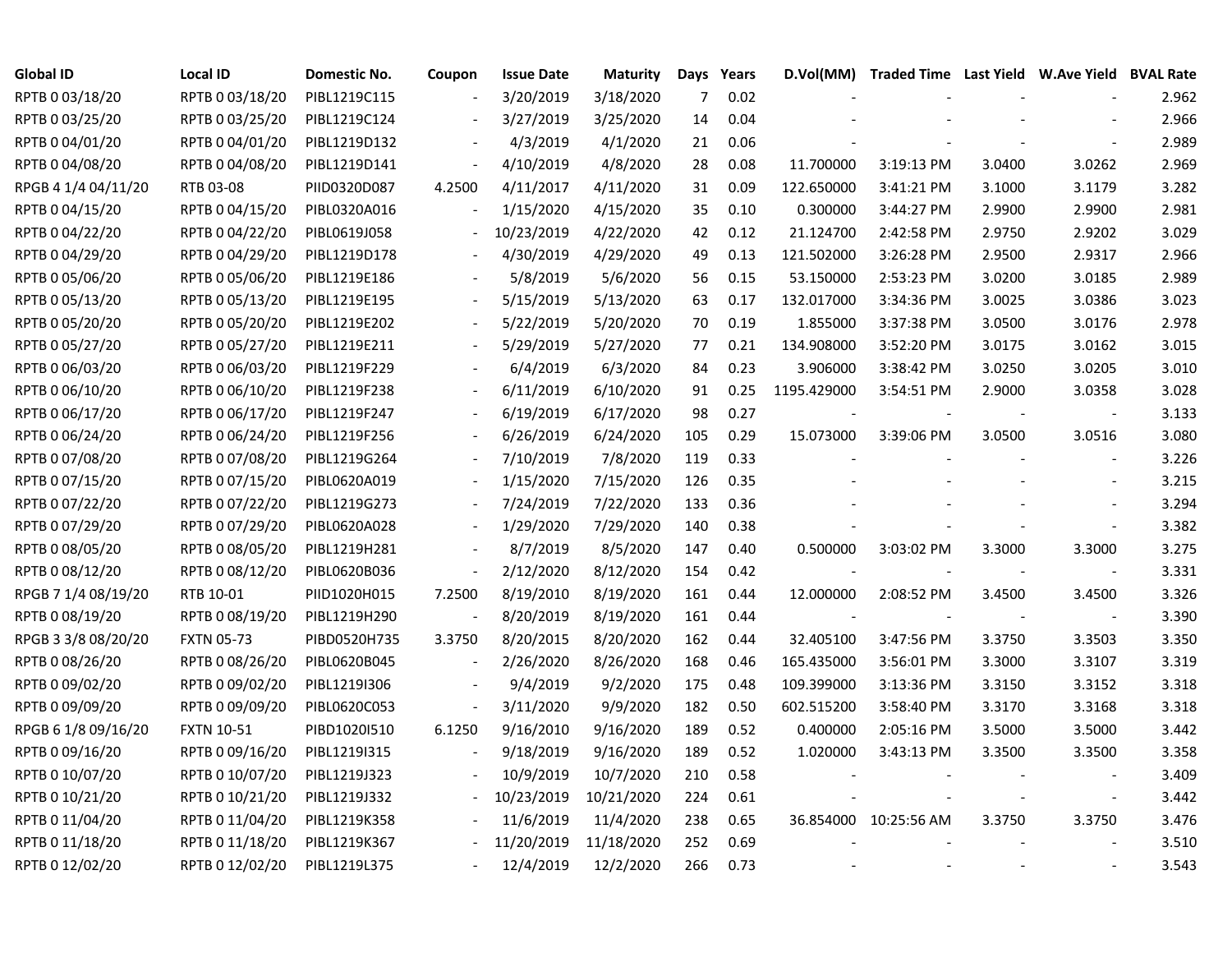| Global ID | Local ID | Domestic No. | Coupon | Issue Date | Maturity | Days | Years | D.Vol(MM) | Traded Time | Last Yield | W.Ave Yield | BVAL Rate |
|---|---|---|---|---|---|---|---|---|---|---|---|---|
| RPTB 0 03/18/20 | RPTB 0 03/18/20 | PIBL1219C115 | - | 3/20/2019 | 3/18/2020 | 7 | 0.02 | - | - | - | - | 2.962 |
| RPTB 0 03/25/20 | RPTB 0 03/25/20 | PIBL1219C124 | - | 3/27/2019 | 3/25/2020 | 14 | 0.04 | - | - | - | - | 2.966 |
| RPTB 0 04/01/20 | RPTB 0 04/01/20 | PIBL1219D132 | - | 4/3/2019 | 4/1/2020 | 21 | 0.06 | - | - | - | - | 2.989 |
| RPTB 0 04/08/20 | RPTB 0 04/08/20 | PIBL1219D141 | - | 4/10/2019 | 4/8/2020 | 28 | 0.08 | 11.700000 | 3:19:13 PM | 3.0400 | 3.0262 | 2.969 |
| RPGB 4 1/4 04/11/20 | RTB 03-08 | PIID0320D087 | 4.2500 | 4/11/2017 | 4/11/2020 | 31 | 0.09 | 122.650000 | 3:41:21 PM | 3.1000 | 3.1179 | 3.282 |
| RPTB 0 04/15/20 | RPTB 0 04/15/20 | PIBL0320A016 | - | 1/15/2020 | 4/15/2020 | 35 | 0.10 | 0.300000 | 3:44:27 PM | 2.9900 | 2.9900 | 2.981 |
| RPTB 0 04/22/20 | RPTB 0 04/22/20 | PIBL0619J058 | - | 10/23/2019 | 4/22/2020 | 42 | 0.12 | 21.124700 | 2:42:58 PM | 2.9750 | 2.9202 | 3.029 |
| RPTB 0 04/29/20 | RPTB 0 04/29/20 | PIBL1219D178 | - | 4/30/2019 | 4/29/2020 | 49 | 0.13 | 121.502000 | 3:26:28 PM | 2.9500 | 2.9317 | 2.966 |
| RPTB 0 05/06/20 | RPTB 0 05/06/20 | PIBL1219E186 | - | 5/8/2019 | 5/6/2020 | 56 | 0.15 | 53.150000 | 2:53:23 PM | 3.0200 | 3.0185 | 2.989 |
| RPTB 0 05/13/20 | RPTB 0 05/13/20 | PIBL1219E195 | - | 5/15/2019 | 5/13/2020 | 63 | 0.17 | 132.017000 | 3:34:36 PM | 3.0025 | 3.0386 | 3.023 |
| RPTB 0 05/20/20 | RPTB 0 05/20/20 | PIBL1219E202 | - | 5/22/2019 | 5/20/2020 | 70 | 0.19 | 1.855000 | 3:37:38 PM | 3.0500 | 3.0176 | 2.978 |
| RPTB 0 05/27/20 | RPTB 0 05/27/20 | PIBL1219E211 | - | 5/29/2019 | 5/27/2020 | 77 | 0.21 | 134.908000 | 3:52:20 PM | 3.0175 | 3.0162 | 3.015 |
| RPTB 0 06/03/20 | RPTB 0 06/03/20 | PIBL1219F229 | - | 6/4/2019 | 6/3/2020 | 84 | 0.23 | 3.906000 | 3:38:42 PM | 3.0250 | 3.0205 | 3.010 |
| RPTB 0 06/10/20 | RPTB 0 06/10/20 | PIBL1219F238 | - | 6/11/2019 | 6/10/2020 | 91 | 0.25 | 1195.429000 | 3:54:51 PM | 2.9000 | 3.0358 | 3.028 |
| RPTB 0 06/17/20 | RPTB 0 06/17/20 | PIBL1219F247 | - | 6/19/2019 | 6/17/2020 | 98 | 0.27 | - | - | - | - | 3.133 |
| RPTB 0 06/24/20 | RPTB 0 06/24/20 | PIBL1219F256 | - | 6/26/2019 | 6/24/2020 | 105 | 0.29 | 15.073000 | 3:39:06 PM | 3.0500 | 3.0516 | 3.080 |
| RPTB 0 07/08/20 | RPTB 0 07/08/20 | PIBL1219G264 | - | 7/10/2019 | 7/8/2020 | 119 | 0.33 | - | - | - | - | 3.226 |
| RPTB 0 07/15/20 | RPTB 0 07/15/20 | PIBL0620A019 | - | 1/15/2020 | 7/15/2020 | 126 | 0.35 | - | - | - | - | 3.215 |
| RPTB 0 07/22/20 | RPTB 0 07/22/20 | PIBL1219G273 | - | 7/24/2019 | 7/22/2020 | 133 | 0.36 | - | - | - | - | 3.294 |
| RPTB 0 07/29/20 | RPTB 0 07/29/20 | PIBL0620A028 | - | 1/29/2020 | 7/29/2020 | 140 | 0.38 | - | - | - | - | 3.382 |
| RPTB 0 08/05/20 | RPTB 0 08/05/20 | PIBL1219H281 | - | 8/7/2019 | 8/5/2020 | 147 | 0.40 | 0.500000 | 3:03:02 PM | 3.3000 | 3.3000 | 3.275 |
| RPTB 0 08/12/20 | RPTB 0 08/12/20 | PIBL0620B036 | - | 2/12/2020 | 8/12/2020 | 154 | 0.42 | - | - | - | - | 3.331 |
| RPGB 7 1/4 08/19/20 | RTB 10-01 | PIID1020H015 | 7.2500 | 8/19/2010 | 8/19/2020 | 161 | 0.44 | 12.000000 | 2:08:52 PM | 3.4500 | 3.4500 | 3.326 |
| RPTB 0 08/19/20 | RPTB 0 08/19/20 | PIBL1219H290 | - | 8/20/2019 | 8/19/2020 | 161 | 0.44 | - | - | - | - | 3.390 |
| RPGB 3 3/8 08/20/20 | FXTN 05-73 | PIBD0520H735 | 3.3750 | 8/20/2015 | 8/20/2020 | 162 | 0.44 | 32.405100 | 3:47:56 PM | 3.3750 | 3.3503 | 3.350 |
| RPTB 0 08/26/20 | RPTB 0 08/26/20 | PIBL0620B045 | - | 2/26/2020 | 8/26/2020 | 168 | 0.46 | 165.435000 | 3:56:01 PM | 3.3000 | 3.3107 | 3.319 |
| RPTB 0 09/02/20 | RPTB 0 09/02/20 | PIBL1219I306 | - | 9/4/2019 | 9/2/2020 | 175 | 0.48 | 109.399000 | 3:13:36 PM | 3.3150 | 3.3152 | 3.318 |
| RPTB 0 09/09/20 | RPTB 0 09/09/20 | PIBL0620C053 | - | 3/11/2020 | 9/9/2020 | 182 | 0.50 | 602.515200 | 3:58:40 PM | 3.3170 | 3.3168 | 3.318 |
| RPGB 6 1/8 09/16/20 | FXTN 10-51 | PIBD1020I510 | 6.1250 | 9/16/2010 | 9/16/2020 | 189 | 0.52 | 0.400000 | 2:05:16 PM | 3.5000 | 3.5000 | 3.442 |
| RPTB 0 09/16/20 | RPTB 0 09/16/20 | PIBL1219I315 | - | 9/18/2019 | 9/16/2020 | 189 | 0.52 | 1.020000 | 3:43:13 PM | 3.3500 | 3.3500 | 3.358 |
| RPTB 0 10/07/20 | RPTB 0 10/07/20 | PIBL1219J323 | - | 10/9/2019 | 10/7/2020 | 210 | 0.58 | - | - | - | - | 3.409 |
| RPTB 0 10/21/20 | RPTB 0 10/21/20 | PIBL1219J332 | - | 10/23/2019 | 10/21/2020 | 224 | 0.61 | - | - | - | - | 3.442 |
| RPTB 0 11/04/20 | RPTB 0 11/04/20 | PIBL1219K358 | - | 11/6/2019 | 11/4/2020 | 238 | 0.65 | 36.854000 | 10:25:56 AM | 3.3750 | 3.3750 | 3.476 |
| RPTB 0 11/18/20 | RPTB 0 11/18/20 | PIBL1219K367 | - | 11/20/2019 | 11/18/2020 | 252 | 0.69 | - | - | - | - | 3.510 |
| RPTB 0 12/02/20 | RPTB 0 12/02/20 | PIBL1219L375 | - | 12/4/2019 | 12/2/2020 | 266 | 0.73 | - | - | - | - | 3.543 |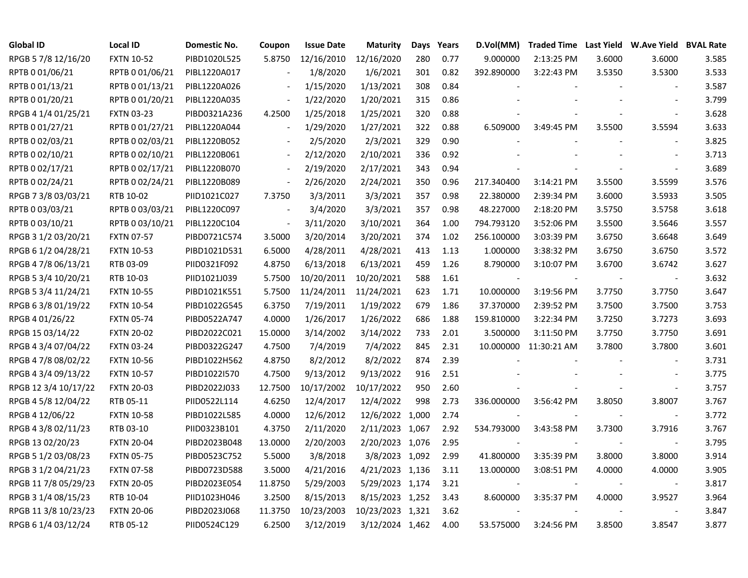| Global ID | Local ID | Domestic No. | Coupon | Issue Date | Maturity | Days | Years | D.Vol(MM) | Traded Time | Last Yield | W.Ave Yield | BVAL Rate |
|---|---|---|---|---|---|---|---|---|---|---|---|---|
| RPGB 5 7/8 12/16/20 | FXTN 10-52 | PIBD1020L525 | 5.8750 | 12/16/2010 | 12/16/2020 | 280 | 0.77 | 9.000000 | 2:13:25 PM | 3.6000 | 3.6000 | 3.585 |
| RPTB 0 01/06/21 | RPTB 0 01/06/21 | PIBL1220A017 | - | 1/8/2020 | 1/6/2021 | 301 | 0.82 | 392.890000 | 3:22:43 PM | 3.5350 | 3.5300 | 3.533 |
| RPTB 0 01/13/21 | RPTB 0 01/13/21 | PIBL1220A026 | - | 1/15/2020 | 1/13/2021 | 308 | 0.84 | - | - | - | - | 3.587 |
| RPTB 0 01/20/21 | RPTB 0 01/20/21 | PIBL1220A035 | - | 1/22/2020 | 1/20/2021 | 315 | 0.86 | - | - | - | - | 3.799 |
| RPGB 4 1/4 01/25/21 | FXTN 03-23 | PIBD0321A236 | 4.2500 | 1/25/2018 | 1/25/2021 | 320 | 0.88 | - | - | - | - | 3.628 |
| RPTB 0 01/27/21 | RPTB 0 01/27/21 | PIBL1220A044 | - | 1/29/2020 | 1/27/2021 | 322 | 0.88 | 6.509000 | 3:49:45 PM | 3.5500 | 3.5594 | 3.633 |
| RPTB 0 02/03/21 | RPTB 0 02/03/21 | PIBL1220B052 | - | 2/5/2020 | 2/3/2021 | 329 | 0.90 | - | - | - | - | 3.825 |
| RPTB 0 02/10/21 | RPTB 0 02/10/21 | PIBL1220B061 | - | 2/12/2020 | 2/10/2021 | 336 | 0.92 | - | - | - | - | 3.713 |
| RPTB 0 02/17/21 | RPTB 0 02/17/21 | PIBL1220B070 | - | 2/19/2020 | 2/17/2021 | 343 | 0.94 | - | - | - | - | 3.689 |
| RPTB 0 02/24/21 | RPTB 0 02/24/21 | PIBL1220B089 | - | 2/26/2020 | 2/24/2021 | 350 | 0.96 | 217.340400 | 3:14:21 PM | 3.5500 | 3.5599 | 3.576 |
| RPGB 7 3/8 03/03/21 | RTB 10-02 | PIID1021C027 | 7.3750 | 3/3/2011 | 3/3/2021 | 357 | 0.98 | 22.380000 | 2:39:34 PM | 3.6000 | 3.5933 | 3.505 |
| RPTB 0 03/03/21 | RPTB 0 03/03/21 | PIBL1220C097 | - | 3/4/2020 | 3/3/2021 | 357 | 0.98 | 48.227000 | 2:18:20 PM | 3.5750 | 3.5758 | 3.618 |
| RPTB 0 03/10/21 | RPTB 0 03/10/21 | PIBL1220C104 | - | 3/11/2020 | 3/10/2021 | 364 | 1.00 | 794.793120 | 3:52:06 PM | 3.5500 | 3.5646 | 3.557 |
| RPGB 3 1/2 03/20/21 | FXTN 07-57 | PIBD0721C574 | 3.5000 | 3/20/2014 | 3/20/2021 | 374 | 1.02 | 256.100000 | 3:03:39 PM | 3.6750 | 3.6648 | 3.649 |
| RPGB 6 1/2 04/28/21 | FXTN 10-53 | PIBD1021D531 | 6.5000 | 4/28/2011 | 4/28/2021 | 413 | 1.13 | 1.000000 | 3:38:32 PM | 3.6750 | 3.6750 | 3.572 |
| RPGB 4 7/8 06/13/21 | RTB 03-09 | PIID0321F092 | 4.8750 | 6/13/2018 | 6/13/2021 | 459 | 1.26 | 8.790000 | 3:10:07 PM | 3.6700 | 3.6742 | 3.627 |
| RPGB 5 3/4 10/20/21 | RTB 10-03 | PIID1021J039 | 5.7500 | 10/20/2011 | 10/20/2021 | 588 | 1.61 | - | - | - | - | 3.632 |
| RPGB 5 3/4 11/24/21 | FXTN 10-55 | PIBD1021K551 | 5.7500 | 11/24/2011 | 11/24/2021 | 623 | 1.71 | 10.000000 | 3:19:56 PM | 3.7750 | 3.7750 | 3.647 |
| RPGB 6 3/8 01/19/22 | FXTN 10-54 | PIBD1022G545 | 6.3750 | 7/19/2011 | 1/19/2022 | 679 | 1.86 | 37.370000 | 2:39:52 PM | 3.7500 | 3.7500 | 3.753 |
| RPGB 4 01/26/22 | FXTN 05-74 | PIBD0522A747 | 4.0000 | 1/26/2017 | 1/26/2022 | 686 | 1.88 | 159.810000 | 3:22:34 PM | 3.7250 | 3.7273 | 3.693 |
| RPGB 15 03/14/22 | FXTN 20-02 | PIBD2022C021 | 15.0000 | 3/14/2002 | 3/14/2022 | 733 | 2.01 | 3.500000 | 3:11:50 PM | 3.7750 | 3.7750 | 3.691 |
| RPGB 4 3/4 07/04/22 | FXTN 03-24 | PIBD0322G247 | 4.7500 | 7/4/2019 | 7/4/2022 | 845 | 2.31 | 10.000000 | 11:30:21 AM | 3.7800 | 3.7800 | 3.601 |
| RPGB 4 7/8 08/02/22 | FXTN 10-56 | PIBD1022H562 | 4.8750 | 8/2/2012 | 8/2/2022 | 874 | 2.39 | - | - | - | - | 3.731 |
| RPGB 4 3/4 09/13/22 | FXTN 10-57 | PIBD1022I570 | 4.7500 | 9/13/2012 | 9/13/2022 | 916 | 2.51 | - | - | - | - | 3.775 |
| RPGB 12 3/4 10/17/22 | FXTN 20-03 | PIBD2022J033 | 12.7500 | 10/17/2002 | 10/17/2022 | 950 | 2.60 | - | - | - | - | 3.757 |
| RPGB 4 5/8 12/04/22 | RTB 05-11 | PIID0522L114 | 4.6250 | 12/4/2017 | 12/4/2022 | 998 | 2.73 | 336.000000 | 3:56:42 PM | 3.8050 | 3.8007 | 3.767 |
| RPGB 4 12/06/22 | FXTN 10-58 | PIBD1022L585 | 4.0000 | 12/6/2012 | 12/6/2022 | 1,000 | 2.74 | - | - | - | - | 3.772 |
| RPGB 4 3/8 02/11/23 | RTB 03-10 | PIID0323B101 | 4.3750 | 2/11/2020 | 2/11/2023 | 1,067 | 2.92 | 534.793000 | 3:43:58 PM | 3.7300 | 3.7916 | 3.767 |
| RPGB 13 02/20/23 | FXTN 20-04 | PIBD2023B048 | 13.0000 | 2/20/2003 | 2/20/2023 | 1,076 | 2.95 | - | - | - | - | 3.795 |
| RPGB 5 1/2 03/08/23 | FXTN 05-75 | PIBD0523C752 | 5.5000 | 3/8/2018 | 3/8/2023 | 1,092 | 2.99 | 41.800000 | 3:35:39 PM | 3.8000 | 3.8000 | 3.914 |
| RPGB 3 1/2 04/21/23 | FXTN 07-58 | PIBD0723D588 | 3.5000 | 4/21/2016 | 4/21/2023 | 1,136 | 3.11 | 13.000000 | 3:08:51 PM | 4.0000 | 4.0000 | 3.905 |
| RPGB 11 7/8 05/29/23 | FXTN 20-05 | PIBD2023E054 | 11.8750 | 5/29/2003 | 5/29/2023 | 1,174 | 3.21 | - | - | - | - | 3.817 |
| RPGB 3 1/4 08/15/23 | RTB 10-04 | PIID1023H046 | 3.2500 | 8/15/2013 | 8/15/2023 | 1,252 | 3.43 | 8.600000 | 3:35:37 PM | 4.0000 | 3.9527 | 3.964 |
| RPGB 11 3/8 10/23/23 | FXTN 20-06 | PIBD2023J068 | 11.3750 | 10/23/2003 | 10/23/2023 | 1,321 | 3.62 | - | - | - | - | 3.847 |
| RPGB 6 1/4 03/12/24 | RTB 05-12 | PIID0524C129 | 6.2500 | 3/12/2019 | 3/12/2024 | 1,462 | 4.00 | 53.575000 | 3:24:56 PM | 3.8500 | 3.8547 | 3.877 |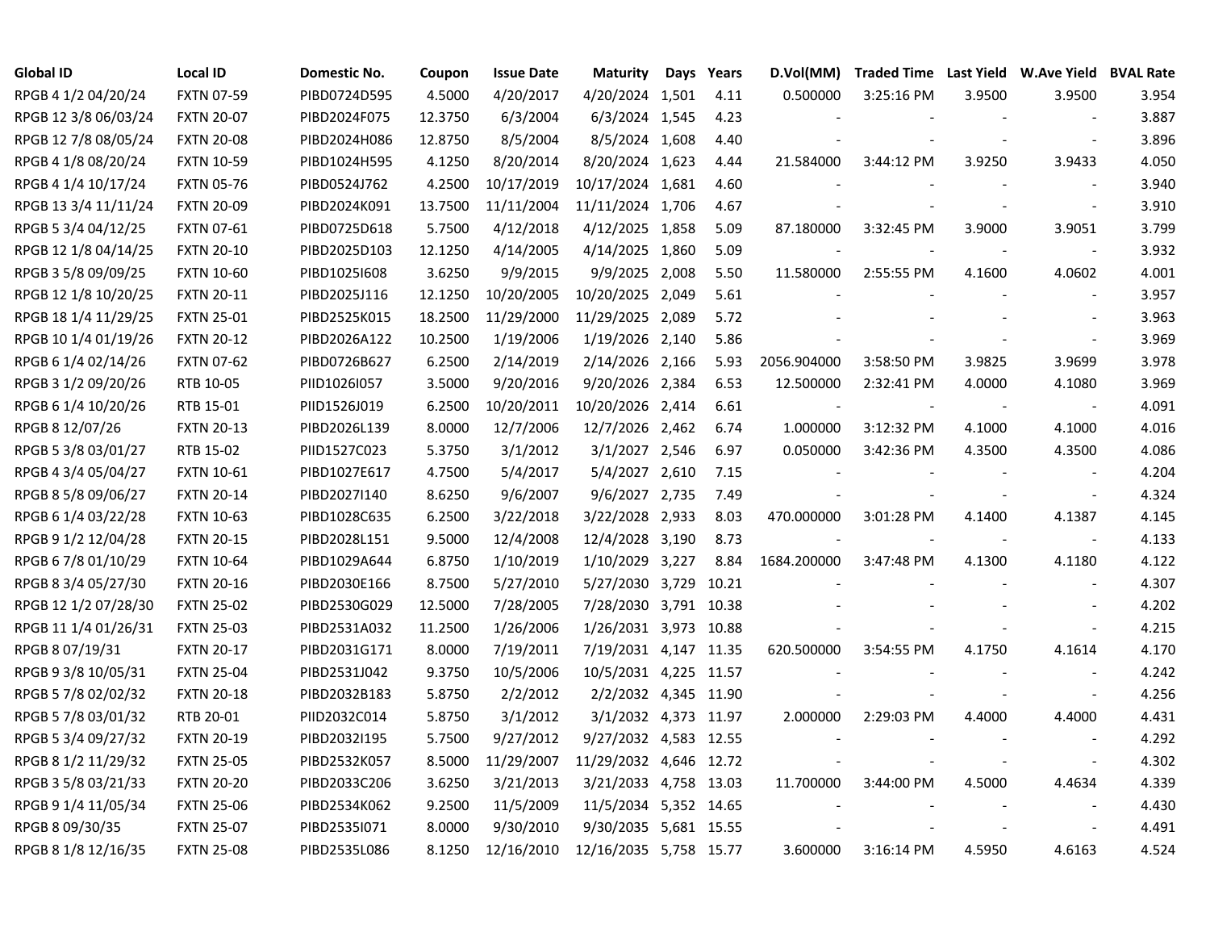| Global ID | Local ID | Domestic No. | Coupon | Issue Date | Maturity | Days | Years | D.Vol(MM) | Traded Time | Last Yield | W.Ave Yield | BVAL Rate |
|---|---|---|---|---|---|---|---|---|---|---|---|---|
| RPGB 4 1/2 04/20/24 | FXTN 07-59 | PIBD0724D595 | 4.5000 | 4/20/2017 | 4/20/2024 | 1,501 | 4.11 | 0.500000 | 3:25:16 PM | 3.9500 | 3.9500 | 3.954 |
| RPGB 12 3/8 06/03/24 | FXTN 20-07 | PIBD2024F075 | 12.3750 | 6/3/2004 | 6/3/2024 | 1,545 | 4.23 | - | - | - | - | 3.887 |
| RPGB 12 7/8 08/05/24 | FXTN 20-08 | PIBD2024H086 | 12.8750 | 8/5/2004 | 8/5/2024 | 1,608 | 4.40 | - | - | - | - | 3.896 |
| RPGB 4 1/8 08/20/24 | FXTN 10-59 | PIBD1024H595 | 4.1250 | 8/20/2014 | 8/20/2024 | 1,623 | 4.44 | 21.584000 | 3:44:12 PM | 3.9250 | 3.9433 | 4.050 |
| RPGB 4 1/4 10/17/24 | FXTN 05-76 | PIBD0524J762 | 4.2500 | 10/17/2019 | 10/17/2024 | 1,681 | 4.60 | - | - | - | - | 3.940 |
| RPGB 13 3/4 11/11/24 | FXTN 20-09 | PIBD2024K091 | 13.7500 | 11/11/2004 | 11/11/2024 | 1,706 | 4.67 | - | - | - | - | 3.910 |
| RPGB 5 3/4 04/12/25 | FXTN 07-61 | PIBD0725D618 | 5.7500 | 4/12/2018 | 4/12/2025 | 1,858 | 5.09 | 87.180000 | 3:32:45 PM | 3.9000 | 3.9051 | 3.799 |
| RPGB 12 1/8 04/14/25 | FXTN 20-10 | PIBD2025D103 | 12.1250 | 4/14/2005 | 4/14/2025 | 1,860 | 5.09 | - | - | - | - | 3.932 |
| RPGB 3 5/8 09/09/25 | FXTN 10-60 | PIBD1025I608 | 3.6250 | 9/9/2015 | 9/9/2025 | 2,008 | 5.50 | 11.580000 | 2:55:55 PM | 4.1600 | 4.0602 | 4.001 |
| RPGB 12 1/8 10/20/25 | FXTN 20-11 | PIBD2025J116 | 12.1250 | 10/20/2005 | 10/20/2025 | 2,049 | 5.61 | - | - | - | - | 3.957 |
| RPGB 18 1/4 11/29/25 | FXTN 25-01 | PIBD2525K015 | 18.2500 | 11/29/2000 | 11/29/2025 | 2,089 | 5.72 | - | - | - | - | 3.963 |
| RPGB 10 1/4 01/19/26 | FXTN 20-12 | PIBD2026A122 | 10.2500 | 1/19/2006 | 1/19/2026 | 2,140 | 5.86 | - | - | - | - | 3.969 |
| RPGB 6 1/4 02/14/26 | FXTN 07-62 | PIBD0726B627 | 6.2500 | 2/14/2019 | 2/14/2026 | 2,166 | 5.93 | 2056.904000 | 3:58:50 PM | 3.9825 | 3.9699 | 3.978 |
| RPGB 3 1/2 09/20/26 | RTB 10-05 | PIID1026I057 | 3.5000 | 9/20/2016 | 9/20/2026 | 2,384 | 6.53 | 12.500000 | 2:32:41 PM | 4.0000 | 4.1080 | 3.969 |
| RPGB 6 1/4 10/20/26 | RTB 15-01 | PIID1526J019 | 6.2500 | 10/20/2011 | 10/20/2026 | 2,414 | 6.61 | - | - | - | - | 4.091 |
| RPGB 8 12/07/26 | FXTN 20-13 | PIBD2026L139 | 8.0000 | 12/7/2006 | 12/7/2026 | 2,462 | 6.74 | 1.000000 | 3:12:32 PM | 4.1000 | 4.1000 | 4.016 |
| RPGB 5 3/8 03/01/27 | RTB 15-02 | PIID1527C023 | 5.3750 | 3/1/2012 | 3/1/2027 | 2,546 | 6.97 | 0.050000 | 3:42:36 PM | 4.3500 | 4.3500 | 4.086 |
| RPGB 4 3/4 05/04/27 | FXTN 10-61 | PIBD1027E617 | 4.7500 | 5/4/2017 | 5/4/2027 | 2,610 | 7.15 | - | - | - | - | 4.204 |
| RPGB 8 5/8 09/06/27 | FXTN 20-14 | PIBD2027I140 | 8.6250 | 9/6/2007 | 9/6/2027 | 2,735 | 7.49 | - | - | - | - | 4.324 |
| RPGB 6 1/4 03/22/28 | FXTN 10-63 | PIBD1028C635 | 6.2500 | 3/22/2018 | 3/22/2028 | 2,933 | 8.03 | 470.000000 | 3:01:28 PM | 4.1400 | 4.1387 | 4.145 |
| RPGB 9 1/2 12/04/28 | FXTN 20-15 | PIBD2028L151 | 9.5000 | 12/4/2008 | 12/4/2028 | 3,190 | 8.73 | - | - | - | - | 4.133 |
| RPGB 6 7/8 01/10/29 | FXTN 10-64 | PIBD1029A644 | 6.8750 | 1/10/2019 | 1/10/2029 | 3,227 | 8.84 | 1684.200000 | 3:47:48 PM | 4.1300 | 4.1180 | 4.122 |
| RPGB 8 3/4 05/27/30 | FXTN 20-16 | PIBD2030E166 | 8.7500 | 5/27/2010 | 5/27/2030 | 3,729 | 10.21 | - | - | - | - | 4.307 |
| RPGB 12 1/2 07/28/30 | FXTN 25-02 | PIBD2530G029 | 12.5000 | 7/28/2005 | 7/28/2030 | 3,791 | 10.38 | - | - | - | - | 4.202 |
| RPGB 11 1/4 01/26/31 | FXTN 25-03 | PIBD2531A032 | 11.2500 | 1/26/2006 | 1/26/2031 | 3,973 | 10.88 | - | - | - | - | 4.215 |
| RPGB 8 07/19/31 | FXTN 20-17 | PIBD2031G171 | 8.0000 | 7/19/2011 | 7/19/2031 | 4,147 | 11.35 | 620.500000 | 3:54:55 PM | 4.1750 | 4.1614 | 4.170 |
| RPGB 9 3/8 10/05/31 | FXTN 25-04 | PIBD2531J042 | 9.3750 | 10/5/2006 | 10/5/2031 | 4,225 | 11.57 | - | - | - | - | 4.242 |
| RPGB 5 7/8 02/02/32 | FXTN 20-18 | PIBD2032B183 | 5.8750 | 2/2/2012 | 2/2/2032 | 4,345 | 11.90 | - | - | - | - | 4.256 |
| RPGB 5 7/8 03/01/32 | RTB 20-01 | PIID2032C014 | 5.8750 | 3/1/2012 | 3/1/2032 | 4,373 | 11.97 | 2.000000 | 2:29:03 PM | 4.4000 | 4.4000 | 4.431 |
| RPGB 5 3/4 09/27/32 | FXTN 20-19 | PIBD2032I195 | 5.7500 | 9/27/2012 | 9/27/2032 | 4,583 | 12.55 | - | - | - | - | 4.292 |
| RPGB 8 1/2 11/29/32 | FXTN 25-05 | PIBD2532K057 | 8.5000 | 11/29/2007 | 11/29/2032 | 4,646 | 12.72 | - | - | - | - | 4.302 |
| RPGB 3 5/8 03/21/33 | FXTN 20-20 | PIBD2033C206 | 3.6250 | 3/21/2013 | 3/21/2033 | 4,758 | 13.03 | 11.700000 | 3:44:00 PM | 4.5000 | 4.4634 | 4.339 |
| RPGB 9 1/4 11/05/34 | FXTN 25-06 | PIBD2534K062 | 9.2500 | 11/5/2009 | 11/5/2034 | 5,352 | 14.65 | - | - | - | - | 4.430 |
| RPGB 8 09/30/35 | FXTN 25-07 | PIBD2535I071 | 8.0000 | 9/30/2010 | 9/30/2035 | 5,681 | 15.55 | - | - | - | - | 4.491 |
| RPGB 8 1/8 12/16/35 | FXTN 25-08 | PIBD2535L086 | 8.1250 | 12/16/2010 | 12/16/2035 | 5,758 | 15.77 | 3.600000 | 3:16:14 PM | 4.5950 | 4.6163 | 4.524 |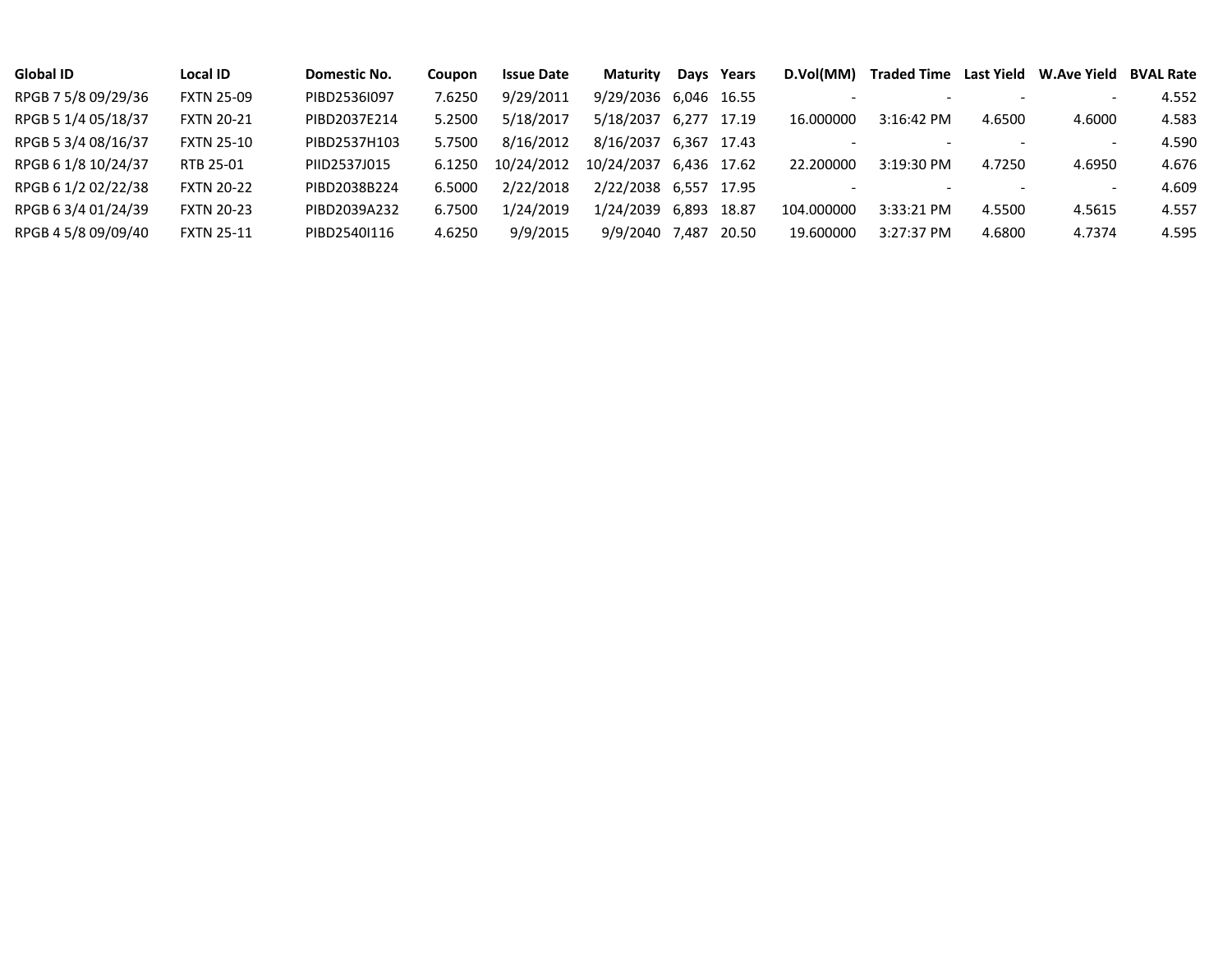| Global ID | Local ID | Domestic No. | Coupon | Issue Date | Maturity | Days | Years | D.Vol(MM) | Traded Time | Last Yield | W.Ave Yield | BVAL Rate |
|---|---|---|---|---|---|---|---|---|---|---|---|---|
| RPGB 7 5/8 09/29/36 | FXTN 25-09 | PIBD2536I097 | 7.6250 | 9/29/2011 | 9/29/2036 | 6,046 | 16.55 | - | - | - | - | 4.552 |
| RPGB 5 1/4 05/18/37 | FXTN 20-21 | PIBD2037E214 | 5.2500 | 5/18/2017 | 5/18/2037 | 6,277 | 17.19 | 16.000000 | 3:16:42 PM | 4.6500 | 4.6000 | 4.583 |
| RPGB 5 3/4 08/16/37 | FXTN 25-10 | PIBD2537H103 | 5.7500 | 8/16/2012 | 8/16/2037 | 6,367 | 17.43 | - | - | - | - | 4.590 |
| RPGB 6 1/8 10/24/37 | RTB 25-01 | PIID2537J015 | 6.1250 | 10/24/2012 | 10/24/2037 | 6,436 | 17.62 | 22.200000 | 3:19:30 PM | 4.7250 | 4.6950 | 4.676 |
| RPGB 6 1/2 02/22/38 | FXTN 20-22 | PIBD2038B224 | 6.5000 | 2/22/2018 | 2/22/2038 | 6,557 | 17.95 | - | - | - | - | 4.609 |
| RPGB 6 3/4 01/24/39 | FXTN 20-23 | PIBD2039A232 | 6.7500 | 1/24/2019 | 1/24/2039 | 6,893 | 18.87 | 104.000000 | 3:33:21 PM | 4.5500 | 4.5615 | 4.557 |
| RPGB 4 5/8 09/09/40 | FXTN 25-11 | PIBD2540I116 | 4.6250 | 9/9/2015 | 9/9/2040 | 7,487 | 20.50 | 19.600000 | 3:27:37 PM | 4.6800 | 4.7374 | 4.595 |